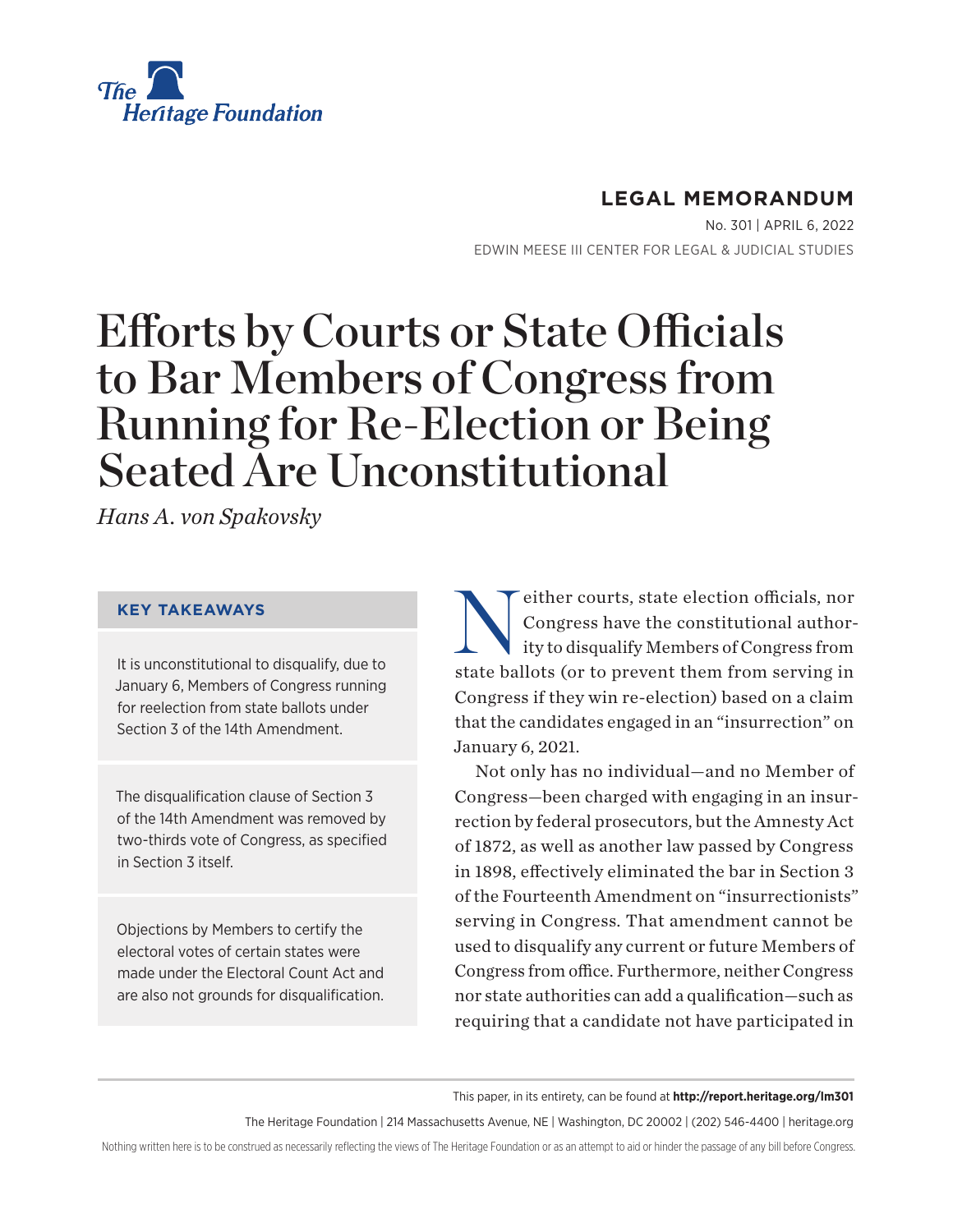The Heritage Foundation

**LEGAL MEMORANDUM**

No. 301 | April 6, 2022

EDWIN MEESE III CENTER FOR LEGAL & JUDICIAL STUDIES

# Efforts by Courts or State Officials to Bar Members of Congress from Running for Re-Election or Being Seated Are Unconstitutional

*Hans A. von Spakovsky*

### KEY TAKEAWAYS

It is unconstitutional to disqualify, due to January 6, Members of Congress running for reelection from state ballots under Section 3 of the 14th Amendment.

The disqualification clause of Section 3 of the 14th Amendment was removed by two-thirds vote of Congress, as specified in Section 3 itself.

Objections by Members to certify the electoral votes of certain states were made under the Electoral Count Act and are also not grounds for disqualification.

Neither courts, state election officials, nor Congress have the constitutional authority to disqualify Members of Congress from state ballots (or to prevent them from serving in Congress if they win re-election) based on a claim that the candidates engaged in an "insurrection" on January 6, 2021.

Not only has no individual—and no Member of Congress—been charged with engaging in an insurrection by federal prosecutors, but the Amnesty Act of 1872, as well as another law passed by Congress in 1898, effectively eliminated the bar in Section 3 of the Fourteenth Amendment on "insurrectionists" serving in Congress. That amendment cannot be used to disqualify any current or future Members of Congress from office. Furthermore, neither Congress nor state authorities can add a qualification—such as requiring that a candidate not have participated in

This paper, in its entirety, can be found at **http://report.heritage.org/lm301**

The Heritage Foundation | 214 Massachusetts Avenue, NE | Washington, DC 20002 | (202) 546-4400 | heritage.org

Nothing written here is to be construed as necessarily reflecting the views of The Heritage Foundation or as an attempt to aid or hinder the passage of any bill before Congress.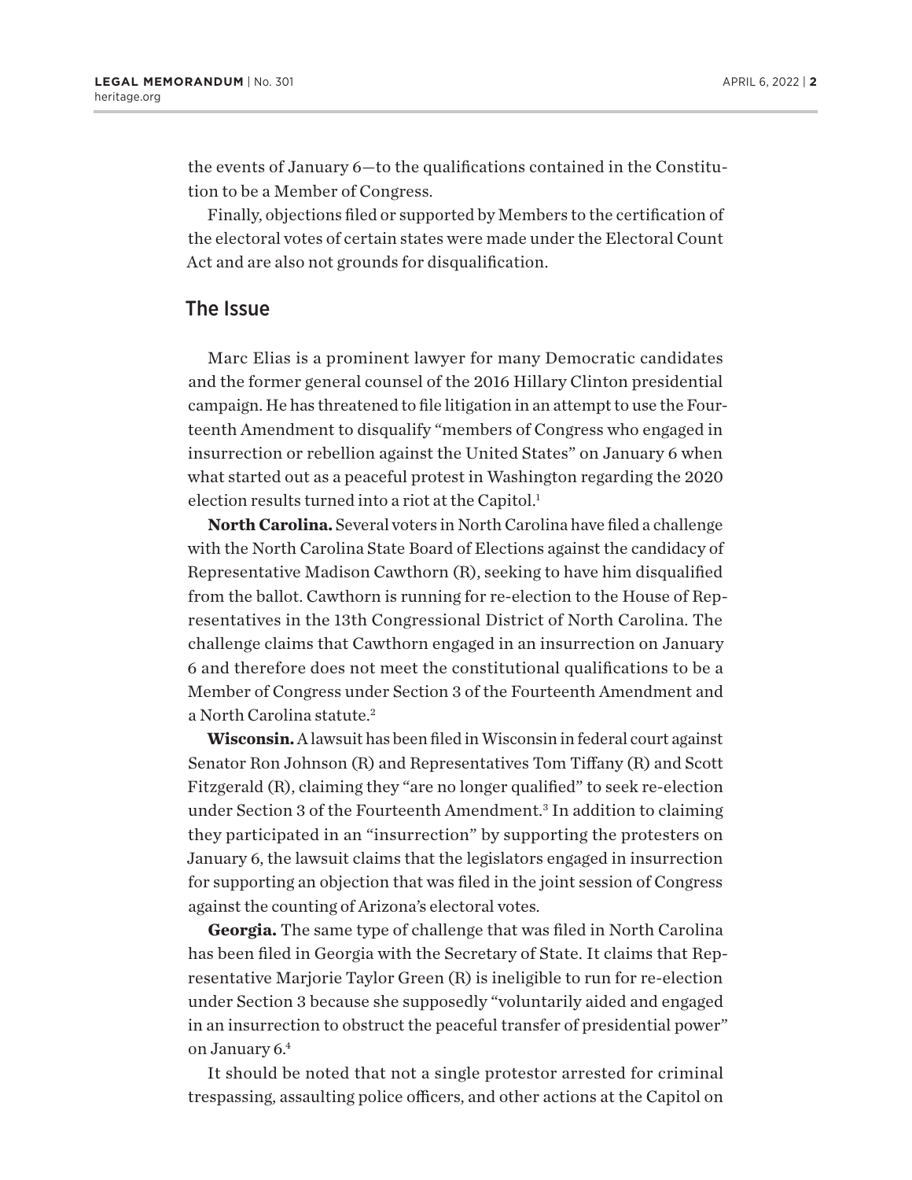the events of January 6—to the qualifications contained in the Constitution to be a Member of Congress.

Finally, objections filed or supported by Members to the certification of the electoral votes of certain states were made under the Electoral Count Act and are also not grounds for disqualification.

## The Issue

Marc Elias is a prominent lawyer for many Democratic candidates and the former general counsel of the 2016 Hillary Clinton presidential campaign. He has threatened to file litigation in an attempt to use the Fourteenth Amendment to disqualify "members of Congress who engaged in insurrection or rebellion against the United States" on January 6 when what started out as a peaceful protest in Washington regarding the 2020 election results turned into a riot at the Capitol.[1]

**North Carolina.** Several voters in North Carolina have filed a challenge with the North Carolina State Board of Elections against the candidacy of Representative Madison Cawthorn (R), seeking to have him disqualified from the ballot. Cawthorn is running for re-election to the House of Representatives in the 13th Congressional District of North Carolina. The challenge claims that Cawthorn engaged in an insurrection on January 6 and therefore does not meet the constitutional qualifications to be a Member of Congress under Section 3 of the Fourteenth Amendment and a North Carolina statute.[2]

**Wisconsin.** A lawsuit has been filed in Wisconsin in federal court against Senator Ron Johnson (R) and Representatives Tom Tiffany (R) and Scott Fitzgerald (R), claiming they "are no longer qualified" to seek re-election under Section 3 of the Fourteenth Amendment.[3] In addition to claiming they participated in an "insurrection" by supporting the protesters on January 6, the lawsuit claims that the legislators engaged in insurrection for supporting an objection that was filed in the joint session of Congress against the counting of Arizona's electoral votes.

**Georgia.** The same type of challenge that was filed in North Carolina has been filed in Georgia with the Secretary of State. It claims that Representative Marjorie Taylor Green (R) is ineligible to run for re-election under Section 3 because she supposedly "voluntarily aided and engaged in an insurrection to obstruct the peaceful transfer of presidential power" on January 6.[4]

It should be noted that not a single protestor arrested for criminal trespassing, assaulting police officers, and other actions at the Capitol on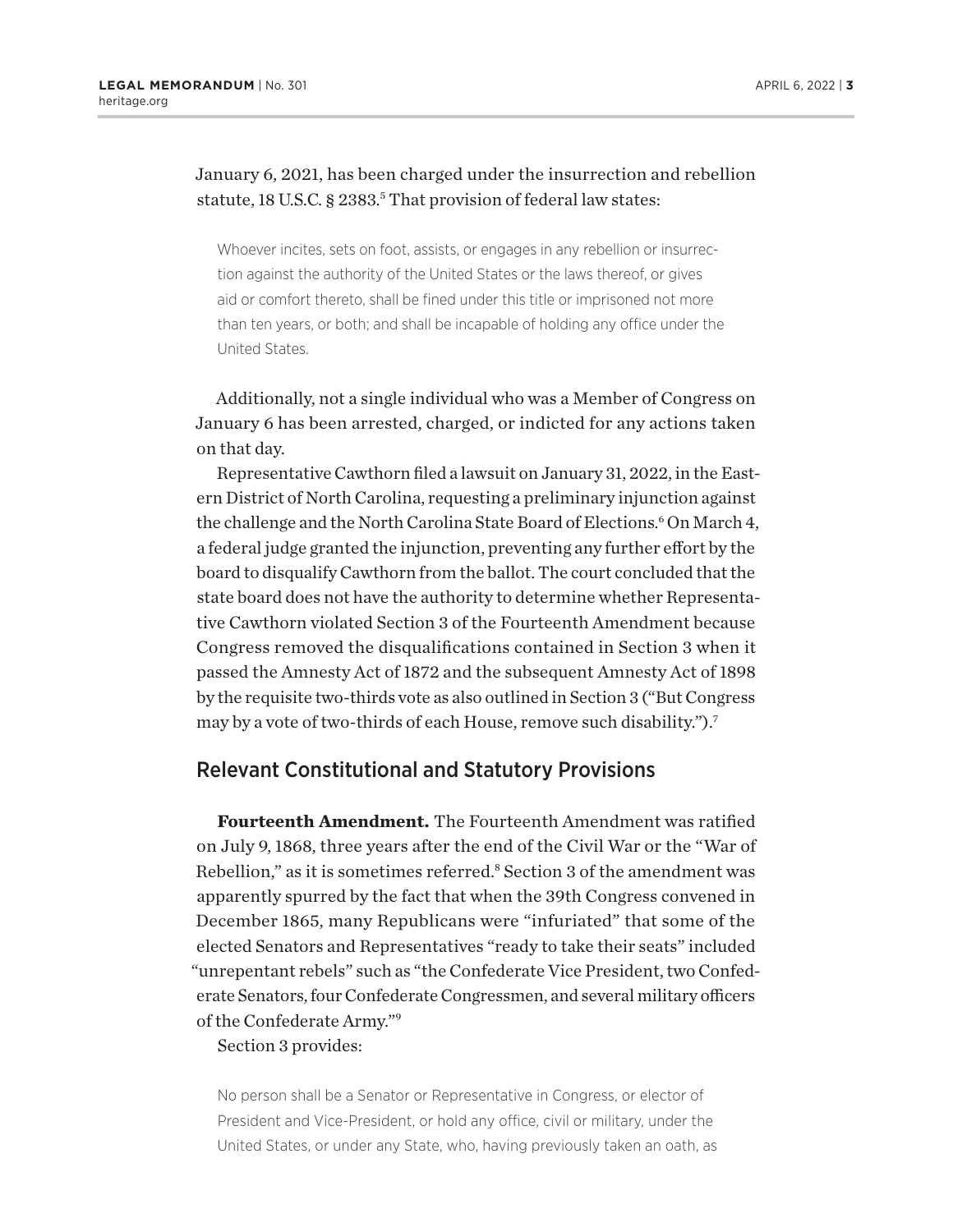January 6, 2021, has been charged under the insurrection and rebellion statute, 18 U.S.C. § 2383.[5] That provision of federal law states:

> Whoever incites, sets on foot, assists, or engages in any rebellion or insurrection against the authority of the United States or the laws thereof, or gives aid or comfort thereto, shall be fined under this title or imprisoned not more than ten years, or both; and shall be incapable of holding any office under the United States.

Additionally, not a single individual who was a Member of Congress on January 6 has been arrested, charged, or indicted for any actions taken on that day.

Representative Cawthorn filed a lawsuit on January 31, 2022, in the Eastern District of North Carolina, requesting a preliminary injunction against the challenge and the North Carolina State Board of Elections.[6] On March 4, a federal judge granted the injunction, preventing any further effort by the board to disqualify Cawthorn from the ballot. The court concluded that the state board does not have the authority to determine whether Representative Cawthorn violated Section 3 of the Fourteenth Amendment because Congress removed the disqualifications contained in Section 3 when it passed the Amnesty Act of 1872 and the subsequent Amnesty Act of 1898 by the requisite two-thirds vote as also outlined in Section 3 ("But Congress may by a vote of two-thirds of each House, remove such disability.").[7]

## Relevant Constitutional and Statutory Provisions

**Fourteenth Amendment.** The Fourteenth Amendment was ratified on July 9, 1868, three years after the end of the Civil War or the "War of Rebellion," as it is sometimes referred.[8] Section 3 of the amendment was apparently spurred by the fact that when the 39th Congress convened in December 1865, many Republicans were "infuriated" that some of the elected Senators and Representatives "ready to take their seats" included "unrepentant rebels" such as "the Confederate Vice President, two Confederate Senators, four Confederate Congressmen, and several military officers of the Confederate Army."[9]

Section 3 provides:

> No person shall be a Senator or Representative in Congress, or elector of President and Vice-President, or hold any office, civil or military, under the United States, or under any State, who, having previously taken an oath, as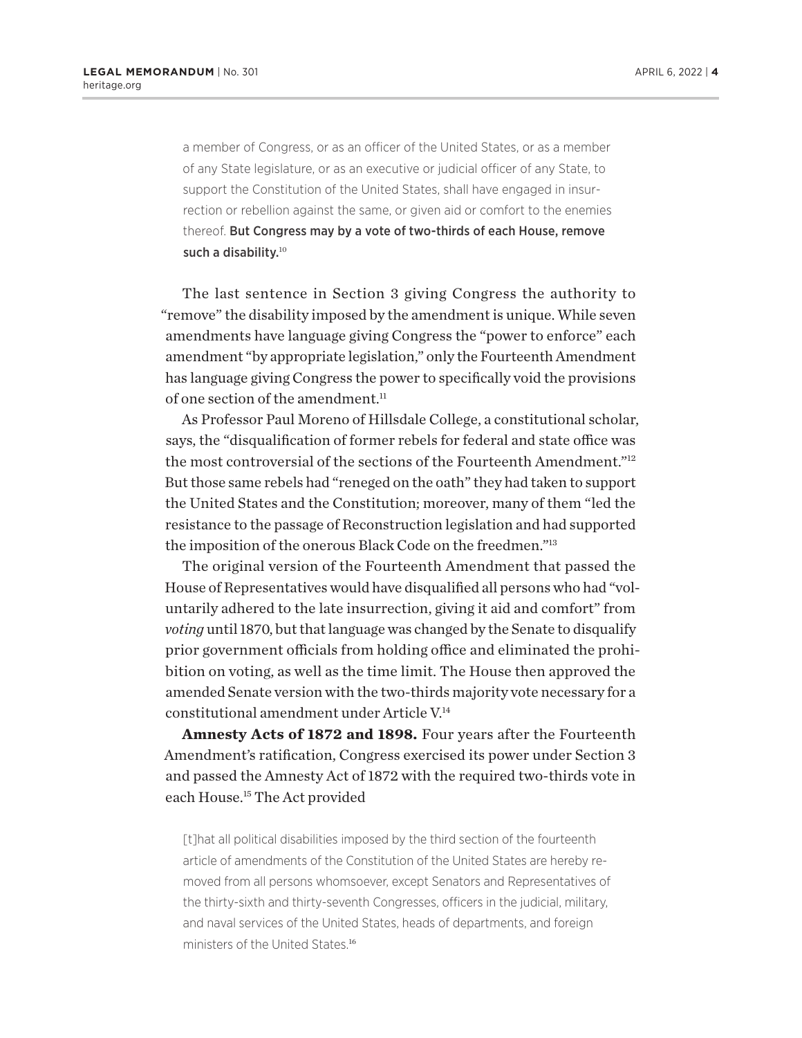> a member of Congress, or as an officer of the United States, or as a member of any State legislature, or as an executive or judicial officer of any State, to support the Constitution of the United States, shall have engaged in insurrection or rebellion against the same, or given aid or comfort to the enemies thereof. **But Congress may by a vote of two-thirds of each House, remove such a disability.**[10]

The last sentence in Section 3 giving Congress the authority to "remove" the disability imposed by the amendment is unique. While seven amendments have language giving Congress the "power to enforce" each amendment "by appropriate legislation," only the Fourteenth Amendment has language giving Congress the power to specifically void the provisions of one section of the amendment.[11]

As Professor Paul Moreno of Hillsdale College, a constitutional scholar, says, the "disqualification of former rebels for federal and state office was the most controversial of the sections of the Fourteenth Amendment."[12] But those same rebels had "reneged on the oath" they had taken to support the United States and the Constitution; moreover, many of them "led the resistance to the passage of Reconstruction legislation and had supported the imposition of the onerous Black Code on the freedmen."[13]

The original version of the Fourteenth Amendment that passed the House of Representatives would have disqualified all persons who had "voluntarily adhered to the late insurrection, giving it aid and comfort" from *voting* until 1870, but that language was changed by the Senate to disqualify prior government officials from holding office and eliminated the prohibition on voting, as well as the time limit. The House then approved the amended Senate version with the two-thirds majority vote necessary for a constitutional amendment under Article V.[14]

**Amnesty Acts of 1872 and 1898.** Four years after the Fourteenth Amendment's ratification, Congress exercised its power under Section 3 and passed the Amnesty Act of 1872 with the required two-thirds vote in each House.[15] The Act provided

> [t]hat all political disabilities imposed by the third section of the fourteenth article of amendments of the Constitution of the United States are hereby removed from all persons whomsoever, except Senators and Representatives of the thirty-sixth and thirty-seventh Congresses, officers in the judicial, military, and naval services of the United States, heads of departments, and foreign ministers of the United States.[16]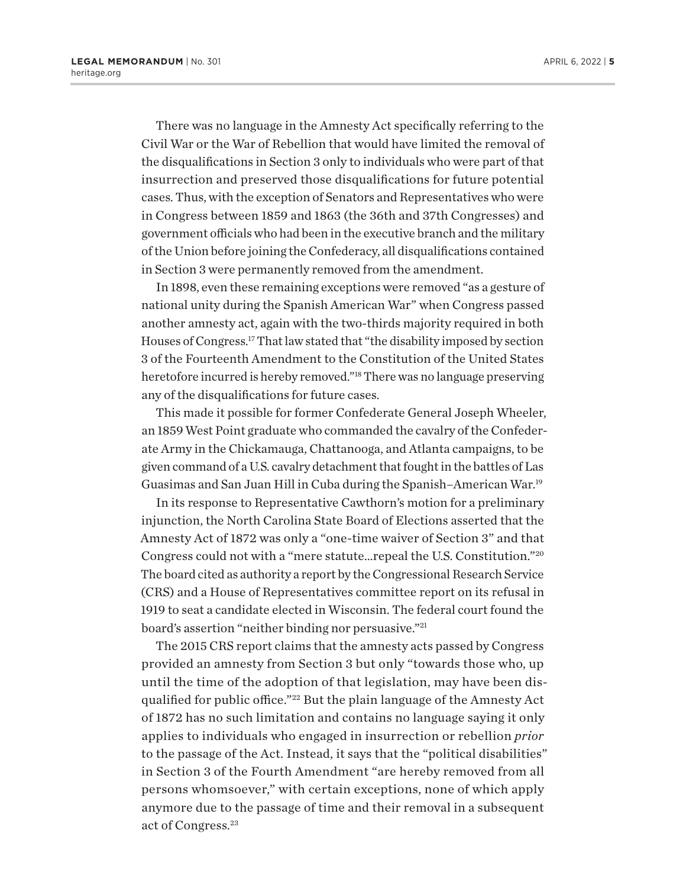There was no language in the Amnesty Act specifically referring to the Civil War or the War of Rebellion that would have limited the removal of the disqualifications in Section 3 only to individuals who were part of that insurrection and preserved those disqualifications for future potential cases. Thus, with the exception of Senators and Representatives who were in Congress between 1859 and 1863 (the 36th and 37th Congresses) and government officials who had been in the executive branch and the military of the Union before joining the Confederacy, all disqualifications contained in Section 3 were permanently removed from the amendment.

In 1898, even these remaining exceptions were removed "as a gesture of national unity during the Spanish American War" when Congress passed another amnesty act, again with the two-thirds majority required in both Houses of Congress.[17] That law stated that "the disability imposed by section 3 of the Fourteenth Amendment to the Constitution of the United States heretofore incurred is hereby removed."[18] There was no language preserving any of the disqualifications for future cases.

This made it possible for former Confederate General Joseph Wheeler, an 1859 West Point graduate who commanded the cavalry of the Confederate Army in the Chickamauga, Chattanooga, and Atlanta campaigns, to be given command of a U.S. cavalry detachment that fought in the battles of Las Guasimas and San Juan Hill in Cuba during the Spanish–American War.[19]

In its response to Representative Cawthorn's motion for a preliminary injunction, the North Carolina State Board of Elections asserted that the Amnesty Act of 1872 was only a "one-time waiver of Section 3" and that Congress could not with a "mere statute...repeal the U.S. Constitution."[20] The board cited as authority a report by the Congressional Research Service (CRS) and a House of Representatives committee report on its refusal in 1919 to seat a candidate elected in Wisconsin. The federal court found the board's assertion "neither binding nor persuasive."[21]

The 2015 CRS report claims that the amnesty acts passed by Congress provided an amnesty from Section 3 but only "towards those who, up until the time of the adoption of that legislation, may have been disqualified for public office."[22] But the plain language of the Amnesty Act of 1872 has no such limitation and contains no language saying it only applies to individuals who engaged in insurrection or rebellion *prior* to the passage of the Act. Instead, it says that the "political disabilities" in Section 3 of the Fourth Amendment "are hereby removed from all persons whomsoever," with certain exceptions, none of which apply anymore due to the passage of time and their removal in a subsequent act of Congress.[23]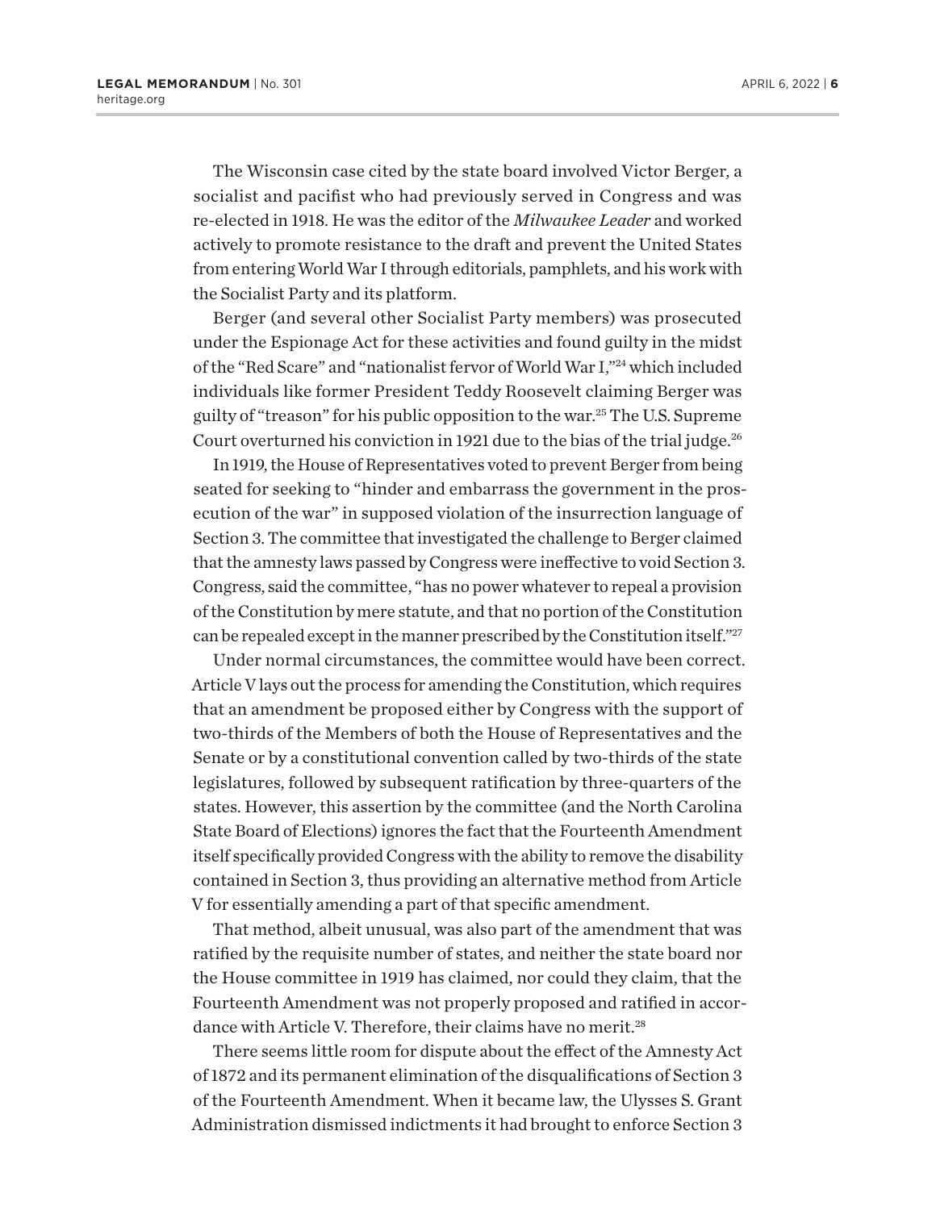The Wisconsin case cited by the state board involved Victor Berger, a socialist and pacifist who had previously served in Congress and was re-elected in 1918. He was the editor of the *Milwaukee Leader* and worked actively to promote resistance to the draft and prevent the United States from entering World War I through editorials, pamphlets, and his work with the Socialist Party and its platform.

Berger (and several other Socialist Party members) was prosecuted under the Espionage Act for these activities and found guilty in the midst of the "Red Scare" and "nationalist fervor of World War I,"[24] which included individuals like former President Teddy Roosevelt claiming Berger was guilty of "treason" for his public opposition to the war.[25] The U.S. Supreme Court overturned his conviction in 1921 due to the bias of the trial judge.[26]

In 1919, the House of Representatives voted to prevent Berger from being seated for seeking to "hinder and embarrass the government in the prosecution of the war" in supposed violation of the insurrection language of Section 3. The committee that investigated the challenge to Berger claimed that the amnesty laws passed by Congress were ineffective to void Section 3. Congress, said the committee, "has no power whatever to repeal a provision of the Constitution by mere statute, and that no portion of the Constitution can be repealed except in the manner prescribed by the Constitution itself."[27]

Under normal circumstances, the committee would have been correct. Article V lays out the process for amending the Constitution, which requires that an amendment be proposed either by Congress with the support of two-thirds of the Members of both the House of Representatives and the Senate or by a constitutional convention called by two-thirds of the state legislatures, followed by subsequent ratification by three-quarters of the states. However, this assertion by the committee (and the North Carolina State Board of Elections) ignores the fact that the Fourteenth Amendment itself specifically provided Congress with the ability to remove the disability contained in Section 3, thus providing an alternative method from Article V for essentially amending a part of that specific amendment.

That method, albeit unusual, was also part of the amendment that was ratified by the requisite number of states, and neither the state board nor the House committee in 1919 has claimed, nor could they claim, that the Fourteenth Amendment was not properly proposed and ratified in accordance with Article V. Therefore, their claims have no merit.[28]

There seems little room for dispute about the effect of the Amnesty Act of 1872 and its permanent elimination of the disqualifications of Section 3 of the Fourteenth Amendment. When it became law, the Ulysses S. Grant Administration dismissed indictments it had brought to enforce Section 3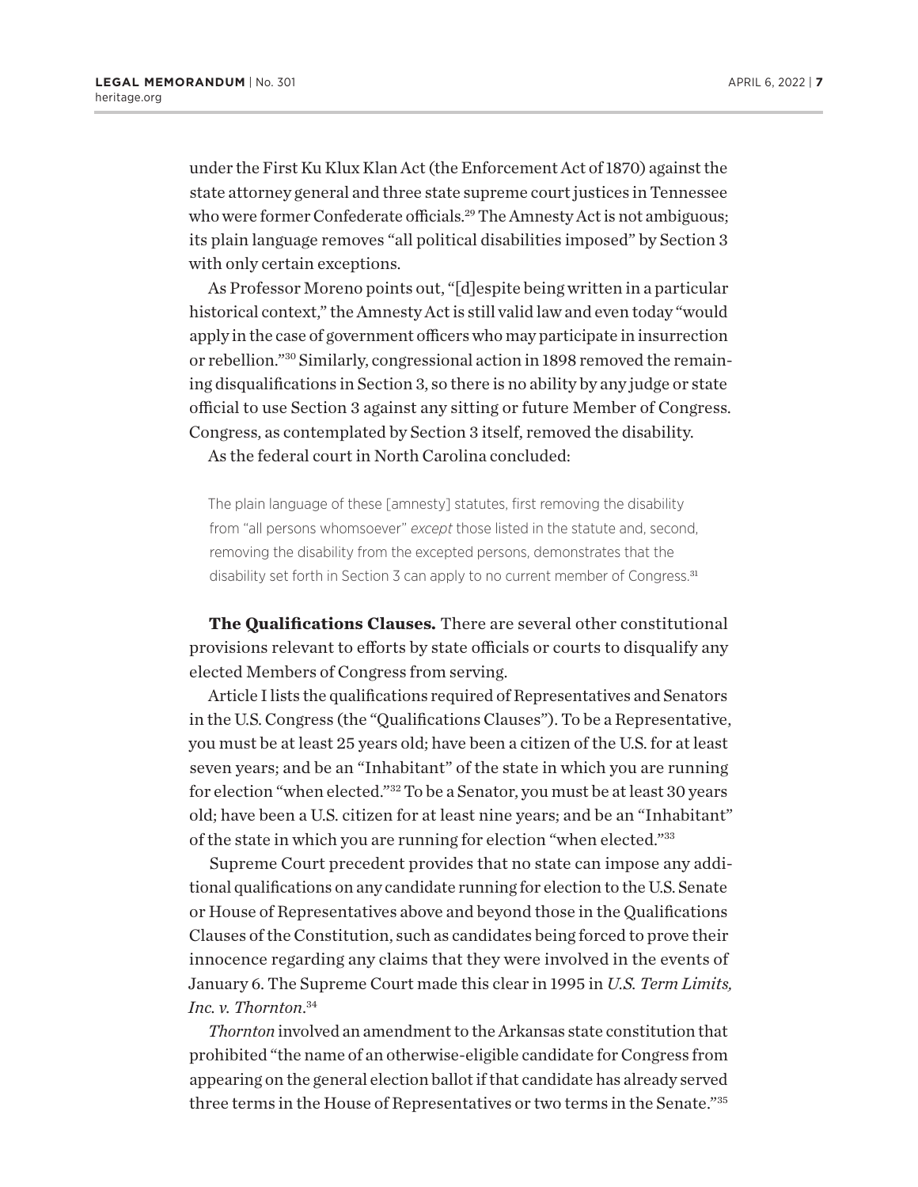under the First Ku Klux Klan Act (the Enforcement Act of 1870) against the state attorney general and three state supreme court justices in Tennessee who were former Confederate officials.[29] The Amnesty Act is not ambiguous; its plain language removes "all political disabilities imposed" by Section 3 with only certain exceptions.

As Professor Moreno points out, "[d]espite being written in a particular historical context," the Amnesty Act is still valid law and even today "would apply in the case of government officers who may participate in insurrection or rebellion."[30] Similarly, congressional action in 1898 removed the remaining disqualifications in Section 3, so there is no ability by any judge or state official to use Section 3 against any sitting or future Member of Congress. Congress, as contemplated by Section 3 itself, removed the disability.

As the federal court in North Carolina concluded:

> The plain language of these [amnesty] statutes, first removing the disability from "all persons whomsoever" *except* those listed in the statute and, second, removing the disability from the excepted persons, demonstrates that the disability set forth in Section 3 can apply to no current member of Congress.[31]

**The Qualifications Clauses.** There are several other constitutional provisions relevant to efforts by state officials or courts to disqualify any elected Members of Congress from serving.

Article I lists the qualifications required of Representatives and Senators in the U.S. Congress (the "Qualifications Clauses"). To be a Representative, you must be at least 25 years old; have been a citizen of the U.S. for at least seven years; and be an "Inhabitant" of the state in which you are running for election "when elected."[32] To be a Senator, you must be at least 30 years old; have been a U.S. citizen for at least nine years; and be an "Inhabitant" of the state in which you are running for election "when elected."[33]

Supreme Court precedent provides that no state can impose any additional qualifications on any candidate running for election to the U.S. Senate or House of Representatives above and beyond those in the Qualifications Clauses of the Constitution, such as candidates being forced to prove their innocence regarding any claims that they were involved in the events of January 6. The Supreme Court made this clear in 1995 in *U.S. Term Limits, Inc. v. Thornton*.[34]

*Thornton* involved an amendment to the Arkansas state constitution that prohibited "the name of an otherwise-eligible candidate for Congress from appearing on the general election ballot if that candidate has already served three terms in the House of Representatives or two terms in the Senate."[35]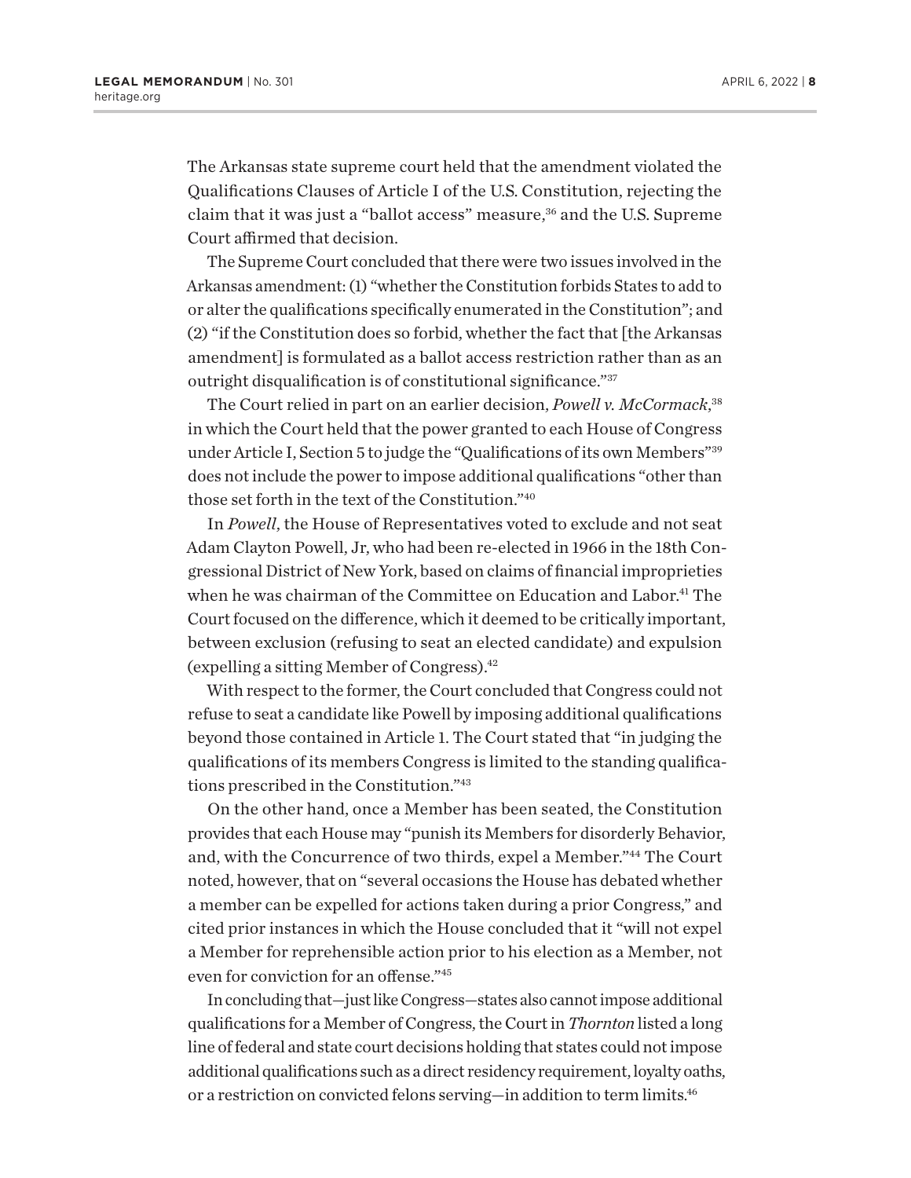The Arkansas state supreme court held that the amendment violated the Qualifications Clauses of Article I of the U.S. Constitution, rejecting the claim that it was just a "ballot access" measure,[36] and the U.S. Supreme Court affirmed that decision.

The Supreme Court concluded that there were two issues involved in the Arkansas amendment: (1) "whether the Constitution forbids States to add to or alter the qualifications specifically enumerated in the Constitution"; and (2) "if the Constitution does so forbid, whether the fact that [the Arkansas amendment] is formulated as a ballot access restriction rather than as an outright disqualification is of constitutional significance."[37]

The Court relied in part on an earlier decision, *Powell v. McCormack*,[38] in which the Court held that the power granted to each House of Congress under Article I, Section 5 to judge the "Qualifications of its own Members"[39] does not include the power to impose additional qualifications "other than those set forth in the text of the Constitution."[40]

In *Powell*, the House of Representatives voted to exclude and not seat Adam Clayton Powell, Jr, who had been re-elected in 1966 in the 18th Congressional District of New York, based on claims of financial improprieties when he was chairman of the Committee on Education and Labor.[41] The Court focused on the difference, which it deemed to be critically important, between exclusion (refusing to seat an elected candidate) and expulsion (expelling a sitting Member of Congress).[42]

With respect to the former, the Court concluded that Congress could not refuse to seat a candidate like Powell by imposing additional qualifications beyond those contained in Article 1. The Court stated that "in judging the qualifications of its members Congress is limited to the standing qualifications prescribed in the Constitution."[43]

On the other hand, once a Member has been seated, the Constitution provides that each House may "punish its Members for disorderly Behavior, and, with the Concurrence of two thirds, expel a Member."[44] The Court noted, however, that on "several occasions the House has debated whether a member can be expelled for actions taken during a prior Congress," and cited prior instances in which the House concluded that it "will not expel a Member for reprehensible action prior to his election as a Member, not even for conviction for an offense."[45]

In concluding that—just like Congress—states also cannot impose additional qualifications for a Member of Congress, the Court in *Thornton* listed a long line of federal and state court decisions holding that states could not impose additional qualifications such as a direct residency requirement, loyalty oaths, or a restriction on convicted felons serving—in addition to term limits.[46]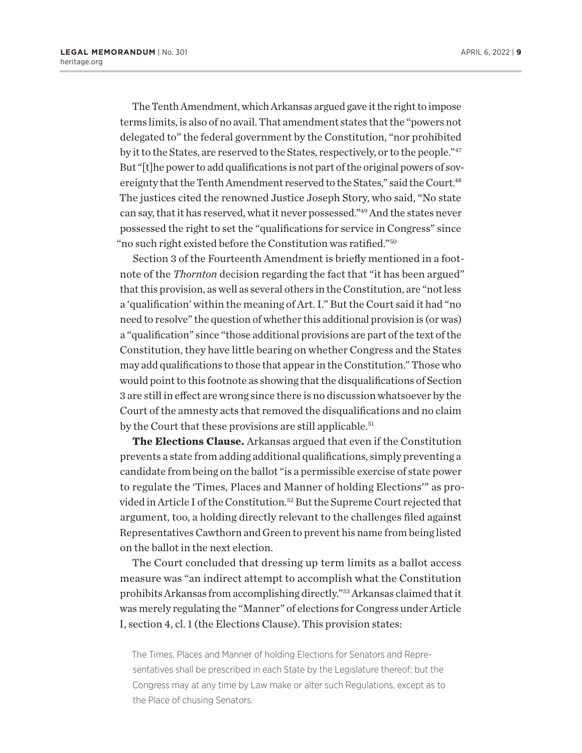The Tenth Amendment, which Arkansas argued gave it the right to impose terms limits, is also of no avail. That amendment states that the "powers not delegated to" the federal government by the Constitution, "nor prohibited by it to the States, are reserved to the States, respectively, or to the people."[47] But "[t]he power to add qualifications is not part of the original powers of sovereignty that the Tenth Amendment reserved to the States," said the Court.[48] The justices cited the renowned Justice Joseph Story, who said, "No state can say, that it has reserved, what it never possessed."[49] And the states never possessed the right to set the "qualifications for service in Congress" since "no such right existed before the Constitution was ratified."[50]

Section 3 of the Fourteenth Amendment is briefly mentioned in a footnote of the *Thornton* decision regarding the fact that "it has been argued" that this provision, as well as several others in the Constitution, are "not less a 'qualification' within the meaning of Art. I." But the Court said it had "no need to resolve" the question of whether this additional provision is (or was) a "qualification" since "those additional provisions are part of the text of the Constitution, they have little bearing on whether Congress and the States may add qualifications to those that appear in the Constitution." Those who would point to this footnote as showing that the disqualifications of Section 3 are still in effect are wrong since there is no discussion whatsoever by the Court of the amnesty acts that removed the disqualifications and no claim by the Court that these provisions are still applicable.[51]

**The Elections Clause.** Arkansas argued that even if the Constitution prevents a state from adding additional qualifications, simply preventing a candidate from being on the ballot "is a permissible exercise of state power to regulate the 'Times, Places and Manner of holding Elections'" as provided in Article I of the Constitution.[52] But the Supreme Court rejected that argument, too, a holding directly relevant to the challenges filed against Representatives Cawthorn and Green to prevent his name from being listed on the ballot in the next election.

The Court concluded that dressing up term limits as a ballot access measure was "an indirect attempt to accomplish what the Constitution prohibits Arkansas from accomplishing directly."[53] Arkansas claimed that it was merely regulating the "Manner" of elections for Congress under Article I, section 4, cl. 1 (the Elections Clause). This provision states:

> The Times, Places and Manner of holding Elections for Senators and Representatives shall be prescribed in each State by the Legislature thereof; but the Congress may at any time by Law make or alter such Regulations, except as to the Place of chusing Senators.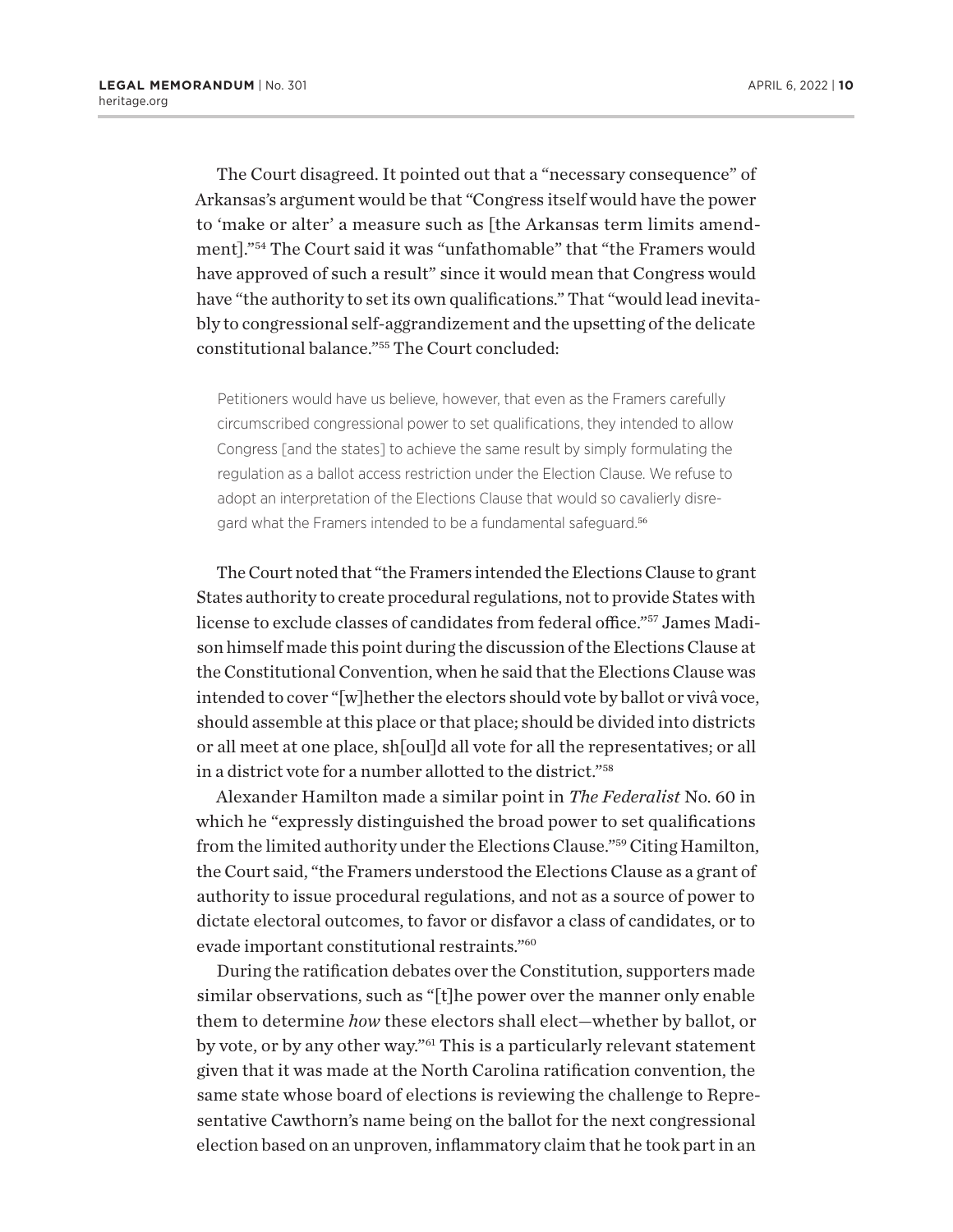The Court disagreed. It pointed out that a "necessary consequence" of Arkansas's argument would be that "Congress itself would have the power to 'make or alter' a measure such as [the Arkansas term limits amendment]."[54] The Court said it was "unfathomable" that "the Framers would have approved of such a result" since it would mean that Congress would have "the authority to set its own qualifications." That "would lead inevitably to congressional self-aggrandizement and the upsetting of the delicate constitutional balance."[55] The Court concluded:

> Petitioners would have us believe, however, that even as the Framers carefully circumscribed congressional power to set qualifications, they intended to allow Congress [and the states] to achieve the same result by simply formulating the regulation as a ballot access restriction under the Election Clause. We refuse to adopt an interpretation of the Elections Clause that would so cavalierly disregard what the Framers intended to be a fundamental safeguard.[56]

The Court noted that "the Framers intended the Elections Clause to grant States authority to create procedural regulations, not to provide States with license to exclude classes of candidates from federal office."[57] James Madison himself made this point during the discussion of the Elections Clause at the Constitutional Convention, when he said that the Elections Clause was intended to cover "[w]hether the electors should vote by ballot or vivâ voce, should assemble at this place or that place; should be divided into districts or all meet at one place, sh[oul]d all vote for all the representatives; or all in a district vote for a number allotted to the district."[58]

Alexander Hamilton made a similar point in *The Federalist* No. 60 in which he "expressly distinguished the broad power to set qualifications from the limited authority under the Elections Clause."[59] Citing Hamilton, the Court said, "the Framers understood the Elections Clause as a grant of authority to issue procedural regulations, and not as a source of power to dictate electoral outcomes, to favor or disfavor a class of candidates, or to evade important constitutional restraints."[60]

During the ratification debates over the Constitution, supporters made similar observations, such as "[t]he power over the manner only enable them to determine *how* these electors shall elect—whether by ballot, or by vote, or by any other way."[61] This is a particularly relevant statement given that it was made at the North Carolina ratification convention, the same state whose board of elections is reviewing the challenge to Representative Cawthorn's name being on the ballot for the next congressional election based on an unproven, inflammatory claim that he took part in an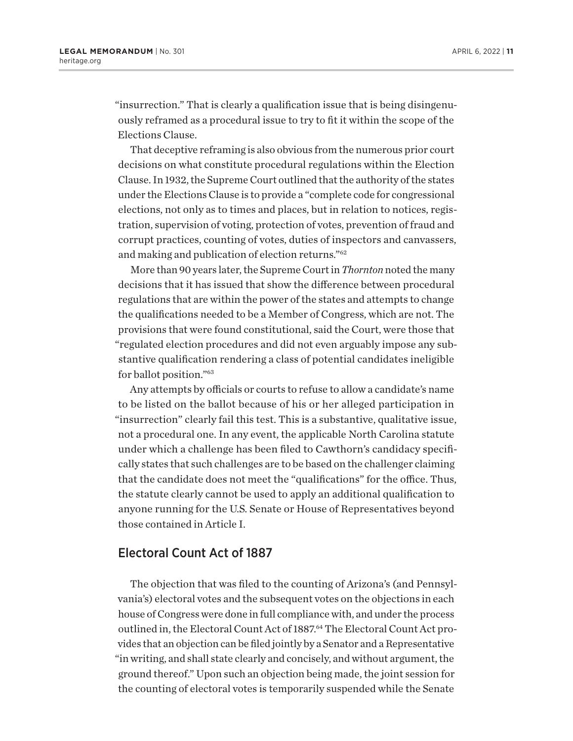"insurrection." That is clearly a qualification issue that is being disingenuously reframed as a procedural issue to try to fit it within the scope of the Elections Clause.

That deceptive reframing is also obvious from the numerous prior court decisions on what constitute procedural regulations within the Election Clause. In 1932, the Supreme Court outlined that the authority of the states under the Elections Clause is to provide a "complete code for congressional elections, not only as to times and places, but in relation to notices, registration, supervision of voting, protection of votes, prevention of fraud and corrupt practices, counting of votes, duties of inspectors and canvassers, and making and publication of election returns."[62]

More than 90 years later, the Supreme Court in *Thornton* noted the many decisions that it has issued that show the difference between procedural regulations that are within the power of the states and attempts to change the qualifications needed to be a Member of Congress, which are not. The provisions that were found constitutional, said the Court, were those that "regulated election procedures and did not even arguably impose any substantive qualification rendering a class of potential candidates ineligible for ballot position."[63]

Any attempts by officials or courts to refuse to allow a candidate's name to be listed on the ballot because of his or her alleged participation in "insurrection" clearly fail this test. This is a substantive, qualitative issue, not a procedural one. In any event, the applicable North Carolina statute under which a challenge has been filed to Cawthorn's candidacy specifically states that such challenges are to be based on the challenger claiming that the candidate does not meet the "qualifications" for the office. Thus, the statute clearly cannot be used to apply an additional qualification to anyone running for the U.S. Senate or House of Representatives beyond those contained in Article I.

## Electoral Count Act of 1887

The objection that was filed to the counting of Arizona's (and Pennsylvania's) electoral votes and the subsequent votes on the objections in each house of Congress were done in full compliance with, and under the process outlined in, the Electoral Count Act of 1887.[64] The Electoral Count Act provides that an objection can be filed jointly by a Senator and a Representative "in writing, and shall state clearly and concisely, and without argument, the ground thereof." Upon such an objection being made, the joint session for the counting of electoral votes is temporarily suspended while the Senate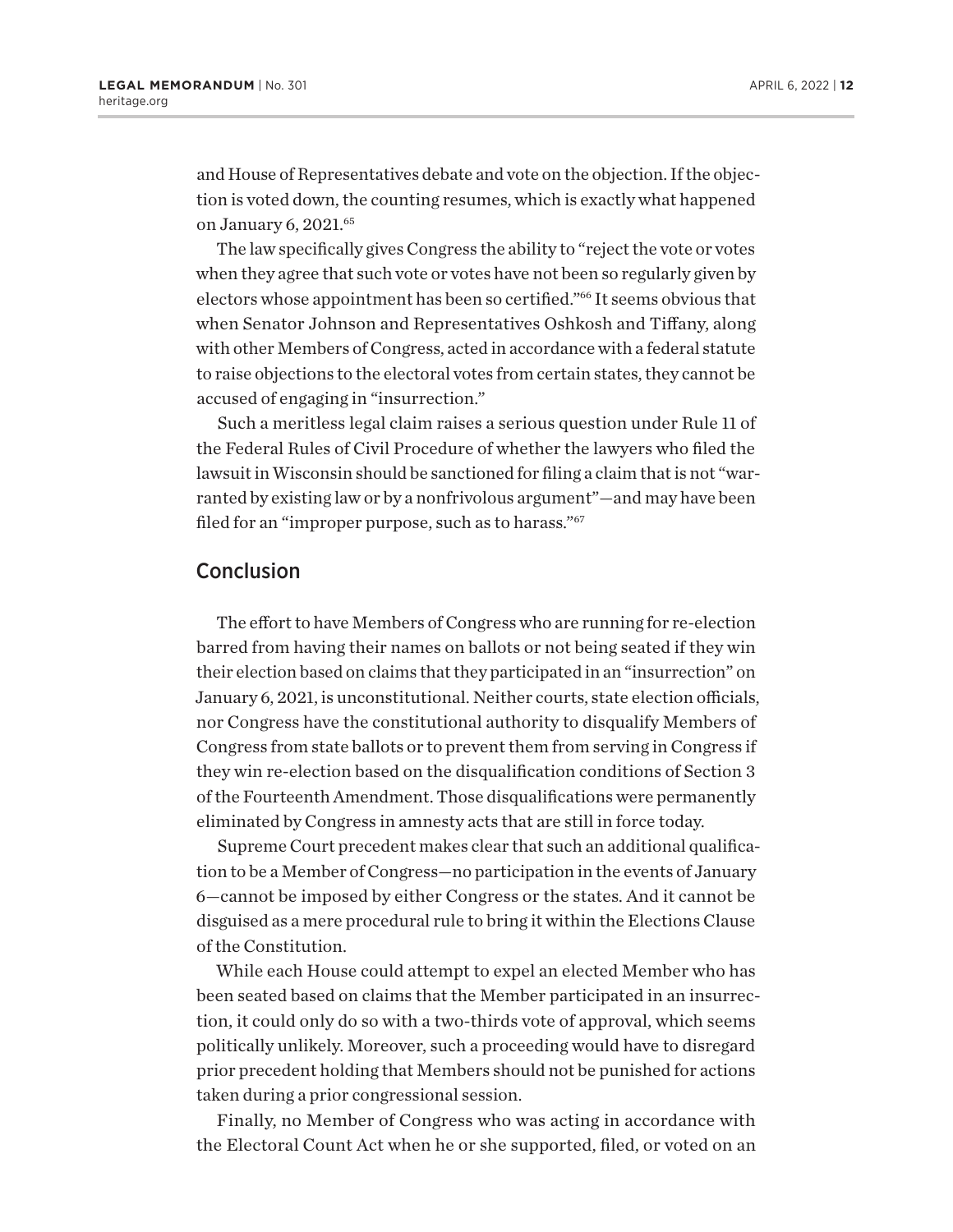and House of Representatives debate and vote on the objection. If the objection is voted down, the counting resumes, which is exactly what happened on January 6, 2021.[65]

The law specifically gives Congress the ability to "reject the vote or votes when they agree that such vote or votes have not been so regularly given by electors whose appointment has been so certified."[66] It seems obvious that when Senator Johnson and Representatives Oshkosh and Tiffany, along with other Members of Congress, acted in accordance with a federal statute to raise objections to the electoral votes from certain states, they cannot be accused of engaging in "insurrection."

Such a meritless legal claim raises a serious question under Rule 11 of the Federal Rules of Civil Procedure of whether the lawyers who filed the lawsuit in Wisconsin should be sanctioned for filing a claim that is not "warranted by existing law or by a nonfrivolous argument"—and may have been filed for an "improper purpose, such as to harass."[67]

## Conclusion

The effort to have Members of Congress who are running for re-election barred from having their names on ballots or not being seated if they win their election based on claims that they participated in an "insurrection" on January 6, 2021, is unconstitutional. Neither courts, state election officials, nor Congress have the constitutional authority to disqualify Members of Congress from state ballots or to prevent them from serving in Congress if they win re-election based on the disqualification conditions of Section 3 of the Fourteenth Amendment. Those disqualifications were permanently eliminated by Congress in amnesty acts that are still in force today.

Supreme Court precedent makes clear that such an additional qualification to be a Member of Congress—no participation in the events of January 6—cannot be imposed by either Congress or the states. And it cannot be disguised as a mere procedural rule to bring it within the Elections Clause of the Constitution.

While each House could attempt to expel an elected Member who has been seated based on claims that the Member participated in an insurrection, it could only do so with a two-thirds vote of approval, which seems politically unlikely. Moreover, such a proceeding would have to disregard prior precedent holding that Members should not be punished for actions taken during a prior congressional session.

Finally, no Member of Congress who was acting in accordance with the Electoral Count Act when he or she supported, filed, or voted on an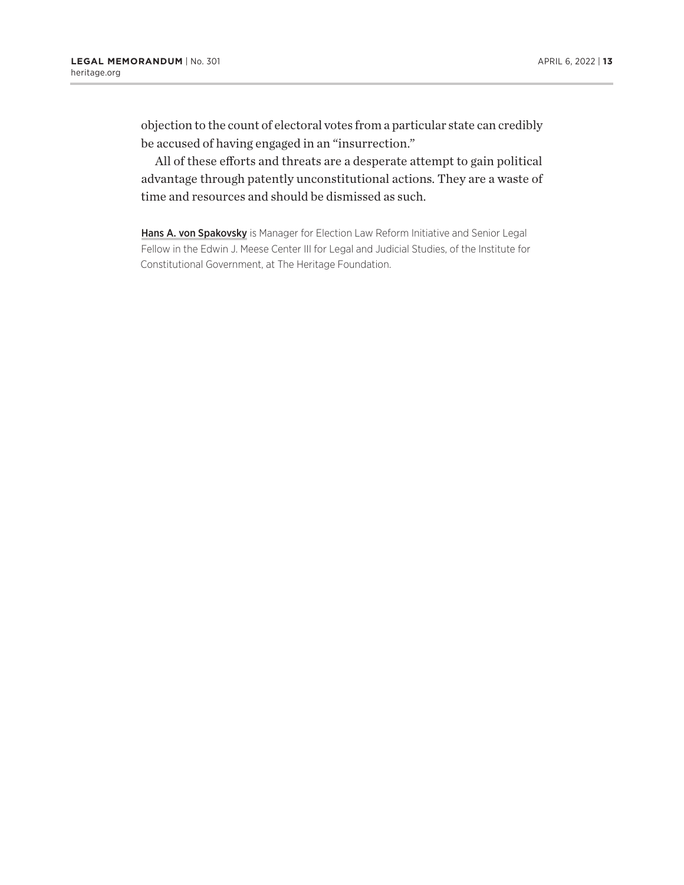objection to the count of electoral votes from a particular state can credibly be accused of having engaged in an "insurrection."

All of these efforts and threats are a desperate attempt to gain political advantage through patently unconstitutional actions. They are a waste of time and resources and should be dismissed as such.

**Hans A. von Spakovsky** is Manager for Election Law Reform Initiative and Senior Legal Fellow in the Edwin J. Meese Center III for Legal and Judicial Studies, of the Institute for Constitutional Government, at The Heritage Foundation.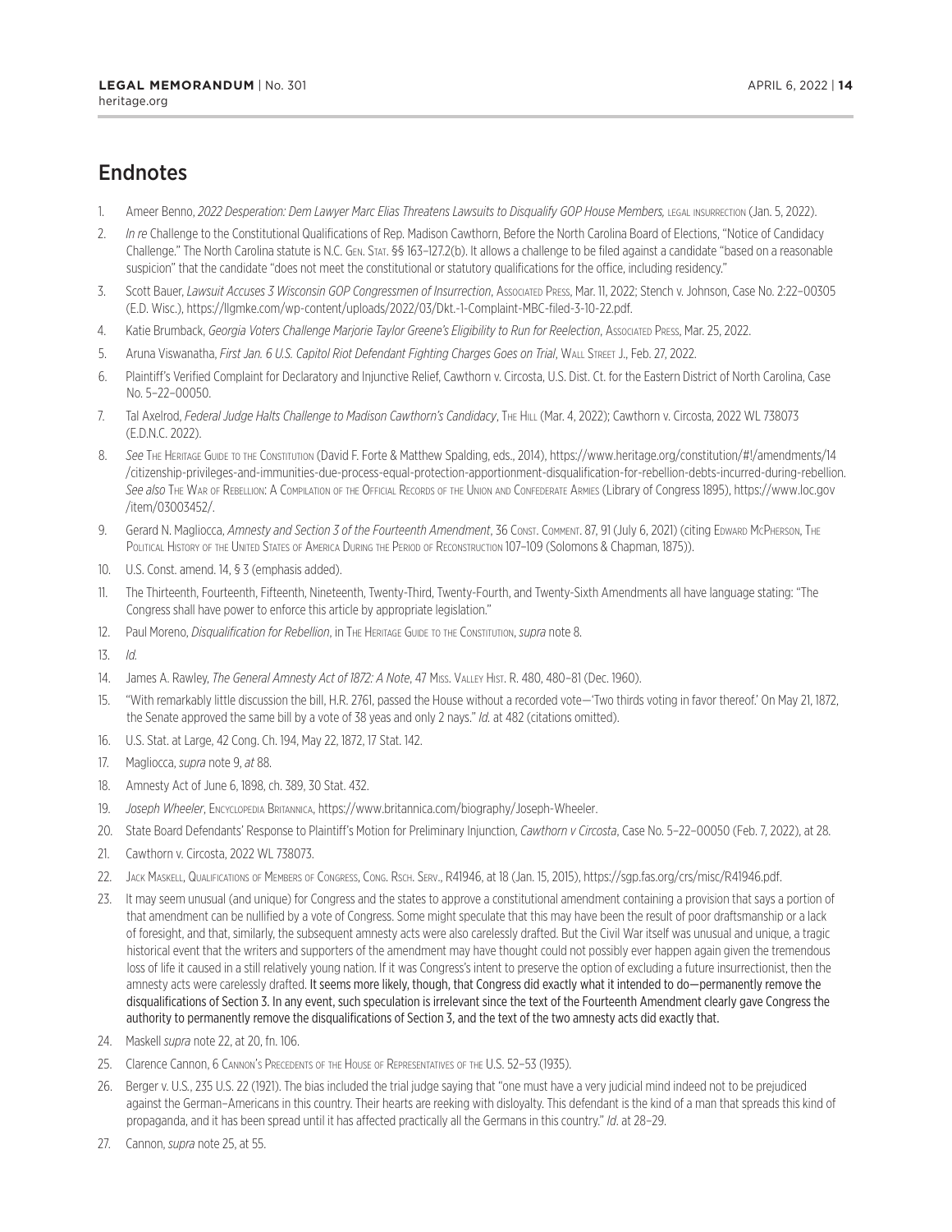## Endnotes

1. Ameer Benno, *2022 Desperation: Dem Lawyer Marc Elias Threatens Lawsuits to Disqualify GOP House Members,* legal insurrection (Jan. 5, 2022).
2. *In re* Challenge to the Constitutional Qualifications of Rep. Madison Cawthorn, Before the North Carolina Board of Elections, "Notice of Candidacy Challenge." The North Carolina statute is N.C. Gen. Stat. §§ 163–127.2(b). It allows a challenge to be filed against a candidate "based on a reasonable suspicion" that the candidate "does not meet the constitutional or statutory qualifications for the office, including residency."
3. Scott Bauer, *Lawsuit Accuses 3 Wisconsin GOP Congressmen of Insurrection*, Associated Press, Mar. 11, 2022; Stench v. Johnson, Case No. 2:22–00305 (E.D. Wisc.), https://llgmke.com/wp-content/uploads/2022/03/Dkt.-1-Complaint-MBC-filed-3-10-22.pdf.
4. Katie Brumback, *Georgia Voters Challenge Marjorie Taylor Greene's Eligibility to Run for Reelection*, Associated Press, Mar. 25, 2022.
5. Aruna Viswanatha, *First Jan. 6 U.S. Capitol Riot Defendant Fighting Charges Goes on Trial*, Wall Street J., Feb. 27, 2022.
6. Plaintiff's Verified Complaint for Declaratory and Injunctive Relief, Cawthorn v. Circosta, U.S. Dist. Ct. for the Eastern District of North Carolina, Case No. 5–22–00050.
7. Tal Axelrod, *Federal Judge Halts Challenge to Madison Cawthorn's Candidacy*, The Hill (Mar. 4, 2022); Cawthorn v. Circosta, 2022 WL 738073 (E.D.N.C. 2022).
8. *See* The Heritage Guide to the Constitution (David F. Forte & Matthew Spalding, eds., 2014), https://www.heritage.org/constitution/#!/amendments/14/citizenship-privileges-and-immunities-due-process-equal-protection-apportionment-disqualification-for-rebellion-debts-incurred-during-rebellion. *See also* The War of Rebellion: A Compilation of the Official Records of the Union and Confederate Armies (Library of Congress 1895), https://www.loc.gov/item/03003452/.
9. Gerard N. Magliocca, *Amnesty and Section 3 of the Fourteenth Amendment*, 36 Const. Comment. 87, 91 (July 6, 2021) (citing Edward McPherson, The Political History of the United States of America During the Period of Reconstruction 107–109 (Solomons & Chapman, 1875)).
10. U.S. Const. amend. 14, § 3 (emphasis added).
11. The Thirteenth, Fourteenth, Fifteenth, Nineteenth, Twenty-Third, Twenty-Fourth, and Twenty-Sixth Amendments all have language stating: "The Congress shall have power to enforce this article by appropriate legislation."
12. Paul Moreno, *Disqualification for Rebellion*, in The Heritage Guide to the Constitution, *supra* note 8.
13. *Id.*
14. James A. Rawley, *The General Amnesty Act of 1872: A Note*, 47 Miss. Valley Hist. R. 480, 480–81 (Dec. 1960).
15. "With remarkably little discussion the bill, H.R. 2761, passed the House without a recorded vote—'Two thirds voting in favor thereof.' On May 21, 1872, the Senate approved the same bill by a vote of 38 yeas and only 2 nays." *Id.* at 482 (citations omitted).
16. U.S. Stat. at Large, 42 Cong. Ch. 194, May 22, 1872, 17 Stat. 142.
17. Magliocca, *supra* note 9, *at* 88.
18. Amnesty Act of June 6, 1898, ch. 389, 30 Stat. 432.
19. *Joseph Wheeler*, Encyclopedia Britannica, https://www.britannica.com/biography/Joseph-Wheeler.
20. State Board Defendants' Response to Plaintiff's Motion for Preliminary Injunction, *Cawthorn v Circosta*, Case No. 5–22–00050 (Feb. 7, 2022), at 28.
21. Cawthorn v. Circosta, 2022 WL 738073.
22. Jack Maskell, Qualifications of Members of Congress, Cong. Rsch. Serv., R41946, at 18 (Jan. 15, 2015), https://sgp.fas.org/crs/misc/R41946.pdf.
23. It may seem unusual (and unique) for Congress and the states to approve a constitutional amendment containing a provision that says a portion of that amendment can be nullified by a vote of Congress. Some might speculate that this may have been the result of poor draftsmanship or a lack of foresight, and that, similarly, the subsequent amnesty acts were also carelessly drafted. But the Civil War itself was unusual and unique, a tragic historical event that the writers and supporters of the amendment may have thought could not possibly ever happen again given the tremendous loss of life it caused in a still relatively young nation. If it was Congress's intent to preserve the option of excluding a future insurrectionist, then the amnesty acts were carelessly drafted. It seems more likely, though, that Congress did exactly what it intended to do—permanently remove the disqualifications of Section 3. In any event, such speculation is irrelevant since the text of the Fourteenth Amendment clearly gave Congress the authority to permanently remove the disqualifications of Section 3, and the text of the two amnesty acts did exactly that.
24. Maskell *supra* note 22, at 20, fn. 106.
25. Clarence Cannon, 6 Cannon's Precedents of the House of Representatives of the U.S. 52–53 (1935).
26. Berger v. U.S., 235 U.S. 22 (1921). The bias included the trial judge saying that "one must have a very judicial mind indeed not to be prejudiced against the German–Americans in this country. Their hearts are reeking with disloyalty. This defendant is the kind of a man that spreads this kind of propaganda, and it has been spread until it has affected practically all the Germans in this country." *Id*. at 28–29.
27. Cannon, *supra* note 25, at 55.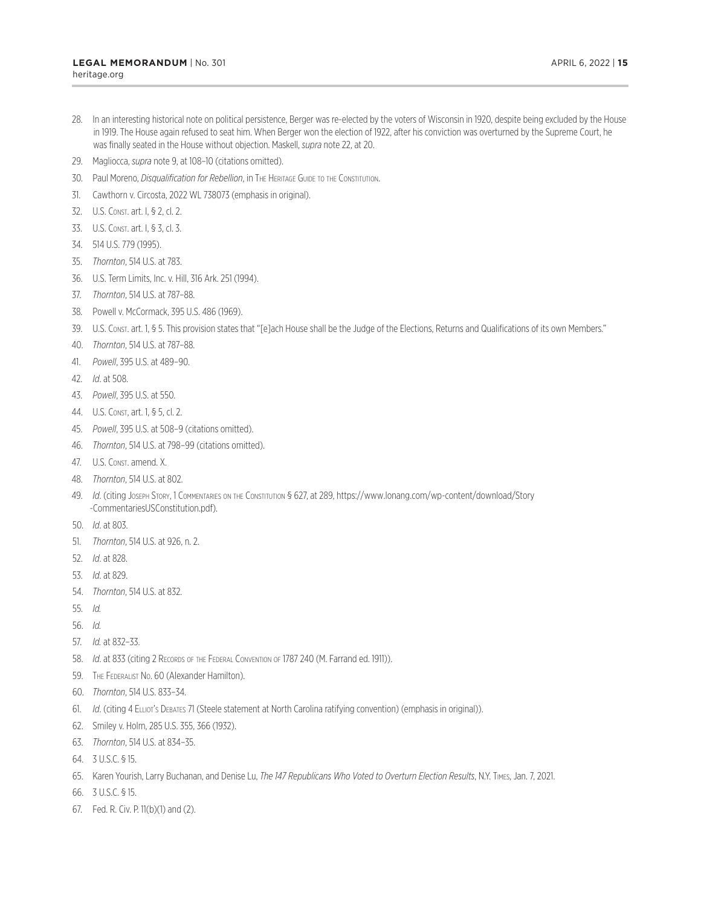28. In an interesting historical note on political persistence, Berger was re-elected by the voters of Wisconsin in 1920, despite being excluded by the House in 1919. The House again refused to seat him. When Berger won the election of 1922, after his conviction was overturned by the Supreme Court, he was finally seated in the House without objection. Maskell, *supra* note 22, at 20.
29. Magliocca, *supra* note 9, at 108–10 (citations omitted).
30. Paul Moreno, *Disqualification for Rebellion*, in The Heritage Guide to the Constitution.
31. Cawthorn v. Circosta, 2022 WL 738073 (emphasis in original).
32. U.S. Const. art. I, § 2, cl. 2.
33. U.S. Const. art. I, § 3, cl. 3.
34. 514 U.S. 779 (1995).
35. *Thornton*, 514 U.S. at 783.
36. U.S. Term Limits, Inc. v. Hill, 316 Ark. 251 (1994).
37. *Thornton*, 514 U.S. at 787–88.
38. Powell v. McCormack, 395 U.S. 486 (1969).
39. U.S. Const. art. 1, § 5. This provision states that "[e]ach House shall be the Judge of the Elections, Returns and Qualifications of its own Members."
40. *Thornton*, 514 U.S. at 787–88.
41. *Powell*, 395 U.S. at 489–90.
42. *Id*. at 508.
43. *Powell*, 395 U.S. at 550.
44. U.S. Const, art. 1, § 5, cl. 2.
45. *Powell*, 395 U.S. at 508–9 (citations omitted).
46. *Thornton*, 514 U.S. at 798–99 (citations omitted).
47. U.S. Const. amend. X.
48. *Thornton*, 514 U.S. at 802.
49. *Id*. (citing Joseph Story, 1 Commentaries on the Constitution § 627, at 289, https://www.lonang.com/wp-content/download/Story-CommentariesUSConstitution.pdf).
50. *Id*. at 803.
51. *Thornton*, 514 U.S. at 926, n. 2.
52. *Id*. at 828.
53. *Id*. at 829.
54. *Thornton*, 514 U.S. at 832.
55. *Id.*
56. *Id.*
57. *Id.* at 832–33.
58. *Id*. at 833 (citing 2 Records of the Federal Convention of 1787 240 (M. Farrand ed. 1911)).
59. The Federalist No. 60 (Alexander Hamilton).
60. *Thornton*, 514 U.S. 833–34.
61. *Id*. (citing 4 Elliot's Debates 71 (Steele statement at North Carolina ratifying convention) (emphasis in original)).
62. Smiley v. Holm, 285 U.S. 355, 366 (1932).
63. *Thornton*, 514 U.S. at 834–35.
64. 3 U.S.C. § 15.
65. Karen Yourish, Larry Buchanan, and Denise Lu, *The 147 Republicans Who Voted to Overturn Election Results*, N.Y. Times, Jan. 7, 2021.
66. 3 U.S.C. § 15.
67. Fed. R. Civ. P. 11(b)(1) and (2).